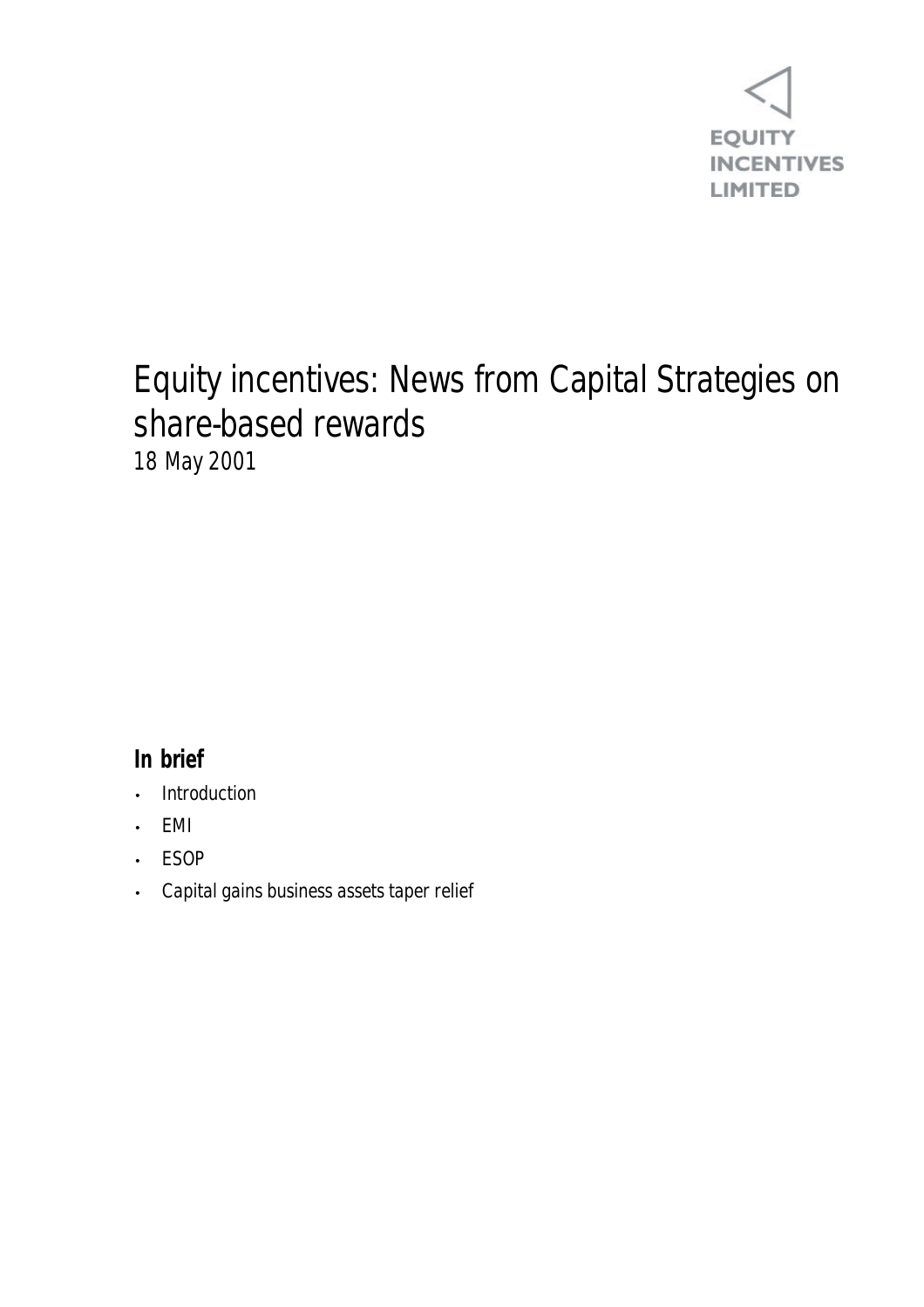EQUITY INCENTIVES LIMITED

# Equity incentives: News from Capital Strategies on share-based rewards

18 May 2001

## In brief

- Introduction
- EMI
- ESOP
- Capital gains business assets taper relief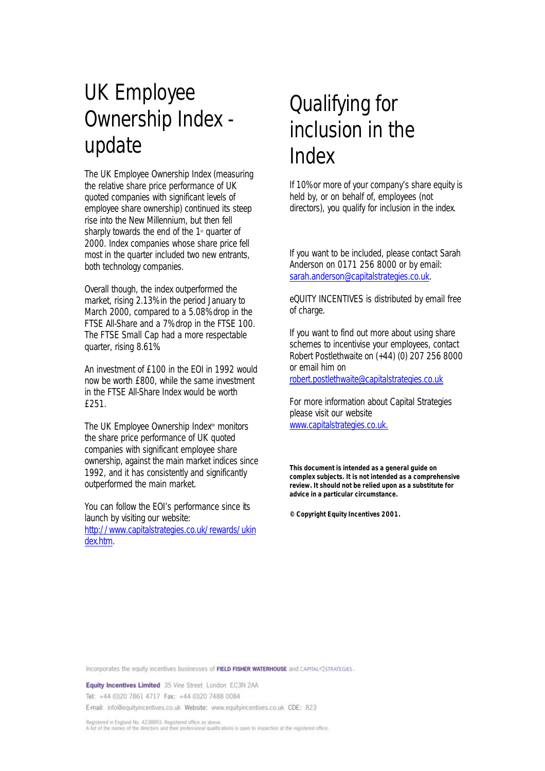# UK Employee Ownership Index - update

The UK Employee Ownership Index (measuring the relative share price performance of UK quoted companies with significant levels of employee share ownership) continued its steep rise into the New Millennium, but then fell sharply towards the end of the 1st quarter of 2000. Index companies whose share price fell most in the quarter included two new entrants, both technology companies.

Overall though, the index outperformed the market, rising 2.13% in the period January to March 2000, compared to a 5.08% drop in the FTSE All-Share and a 7% drop in the FTSE 100. The FTSE Small Cap had a more respectable quarter, rising 8.61%.

An investment of £100 in the EOI in 1992 would now be worth £800, while the same investment in the FTSE All-Share Index would be worth £251.

The UK Employee Ownership Index™ monitors the share price performance of UK quoted companies with significant employee share ownership, against the main market indices since 1992, and it has consistently and significantly outperformed the main market.

You can follow the EOI's performance since its launch by visiting our website: http://www.capitalstrategies.co.uk/rewards/ukindex.htm.

# Qualifying for inclusion in the Index

If 10% or more of your company's share equity is held by, or on behalf of, employees (not directors), you qualify for inclusion in the index.

If you want to be included, please contact Sarah Anderson on 0171 256 8000 or by email: sarah.anderson@capitalstrategies.co.uk.

eQUITY INCENTIVES is distributed by email free of charge.

If you want to find out more about using share schemes to incentivise your employees, contact Robert Postlethwaite on (+44) (0) 207 256 8000 or email him on robert.postlethwaite@capitalstrategies.co.uk

For more information about Capital Strategies please visit our website www.capitalstrategies.co.uk.

**This document is intended as a general guide on complex subjects. It is not intended as a comprehensive review. It should not be relied upon as a substitute for advice in a particular circumstance.**

**© Copyright Equity Incentives 2001.**

Incorporates the equity incentives businesses of **FIELD FISHER WATERHOUSE** and CAPITAL STRATEGIES.

**Equity Incentives Limited** 35 Vine Street London EC3N 2AA
Tel: +44 (0)20 7861 4717 Fax: +44 (0)20 7488 0084
E-mail: info@equityincentives.co.uk Website: www.equityincentives.co.uk CDE: 823

Registered in England No. 4238893. Registered office as above.
A list of the names of the directors and their professional qualifications is open to inspection at the registered office.